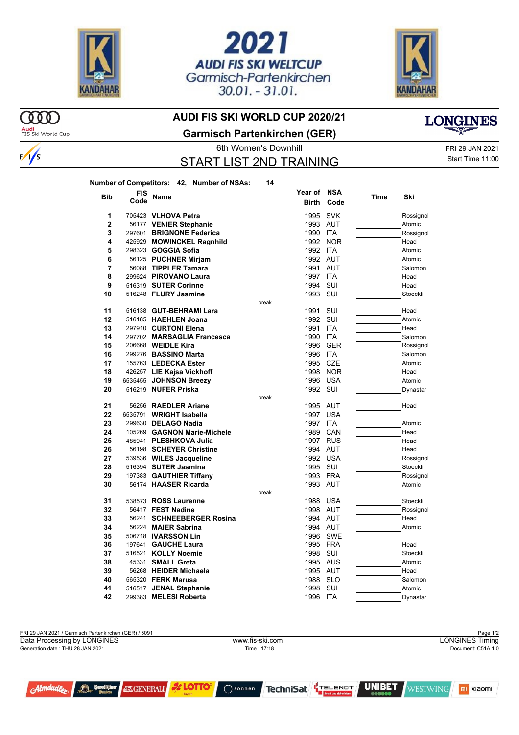# 2021 AUDI FIS SKI WELTCUP

Garmisch-Partenkirchen
30.01. - 31.01.

## AUDI FIS SKI WORLD CUP 2020/21

## Garmisch Partenkirchen (GER)

6th Women's Downhill

FRI 29 JAN 2021
Start Time 11:00

## START LIST 2ND TRAINING

**Number of Competitors: 42, Number of NSAs: 14**

| Bib | FIS Code | Name | Year of Birth | NSA Code | Time | Ski |
|---|---|---|---|---|---|---|
| 1 | 705423 | **VLHOVA Petra** | 1995 | SVK | | Rossignol |
| 2 | 56177 | **VENIER Stephanie** | 1993 | AUT | | Atomic |
| 3 | 297601 | **BRIGNONE Federica** | 1990 | ITA | | Rossignol |
| 4 | 425929 | **MOWINCKEL Ragnhild** | 1992 | NOR | | Head |
| 5 | 298323 | **GOGGIA Sofia** | 1992 | ITA | | Atomic |
| 6 | 56125 | **PUCHNER Mirjam** | 1992 | AUT | | Atomic |
| 7 | 56088 | **TIPPLER Tamara** | 1991 | AUT | | Salomon |
| 8 | 299624 | **PIROVANO Laura** | 1997 | ITA | | Head |
| 9 | 516319 | **SUTER Corinne** | 1994 | SUI | | Head |
| 10 | 516248 | **FLURY Jasmine** | 1993 | SUI | | Stoeckli |
| | | break | | | | |
| 11 | 516138 | **GUT-BEHRAMI Lara** | 1991 | SUI | | Head |
| 12 | 516185 | **HAEHLEN Joana** | 1992 | SUI | | Atomic |
| 13 | 297910 | **CURTONI Elena** | 1991 | ITA | | Head |
| 14 | 297702 | **MARSAGLIA Francesca** | 1990 | ITA | | Salomon |
| 15 | 206668 | **WEIDLE Kira** | 1996 | GER | | Rossignol |
| 16 | 299276 | **BASSINO Marta** | 1996 | ITA | | Salomon |
| 17 | 155763 | **LEDECKA Ester** | 1995 | CZE | | Atomic |
| 18 | 426257 | **LIE Kajsa Vickhoff** | 1998 | NOR | | Head |
| 19 | 6535455 | **JOHNSON Breezy** | 1996 | USA | | Atomic |
| 20 | 516219 | **NUFER Priska** | 1992 | SUI | | Dynastar |
| | | break | | | | |
| 21 | 56256 | **RAEDLER Ariane** | 1995 | AUT | | Head |
| 22 | 6535791 | **WRIGHT Isabella** | 1997 | USA | | |
| 23 | 299630 | **DELAGO Nadia** | 1997 | ITA | | Atomic |
| 24 | 105269 | **GAGNON Marie-Michele** | 1989 | CAN | | Head |
| 25 | 485941 | **PLESHKOVA Julia** | 1997 | RUS | | Head |
| 26 | 56198 | **SCHEYER Christine** | 1994 | AUT | | Head |
| 27 | 539536 | **WILES Jacqueline** | 1992 | USA | | Rossignol |
| 28 | 516394 | **SUTER Jasmina** | 1995 | SUI | | Stoeckli |
| 29 | 197383 | **GAUTHIER Tiffany** | 1993 | FRA | | Rossignol |
| 30 | 56174 | **HAASER Ricarda** | 1993 | AUT | | Atomic |
| | | break | | | | |
| 31 | 538573 | **ROSS Laurenne** | 1988 | USA | | Stoeckli |
| 32 | 56417 | **FEST Nadine** | 1998 | AUT | | Rossignol |
| 33 | 56241 | **SCHNEEBERGER Rosina** | 1994 | AUT | | Head |
| 34 | 56224 | **MAIER Sabrina** | 1994 | AUT | | Atomic |
| 35 | 506718 | **IVARSSON Lin** | 1996 | SWE | | |
| 36 | 197641 | **GAUCHE Laura** | 1995 | FRA | | Head |
| 37 | 516521 | **KOLLY Noemie** | 1998 | SUI | | Stoeckli |
| 38 | 45331 | **SMALL Greta** | 1995 | AUS | | Atomic |
| 39 | 56268 | **HEIDER Michaela** | 1995 | AUT | | Head |
| 40 | 565320 | **FERK Marusa** | 1988 | SLO | | Salomon |
| 41 | 516517 | **JENAL Stephanie** | 1998 | SUI | | Atomic |
| 42 | 299383 | **MELESI Roberta** | 1996 | ITA | | Dynastar |

FRI 29 JAN 2021 / Garmisch Partenkirchen (GER) / 5091

Data Processing by LONGINES — www.fis-ski.com — LONGINES Timing

Generation date : THU 28 JAN 2021 — Time : 17:18 — Document: C51A 1.0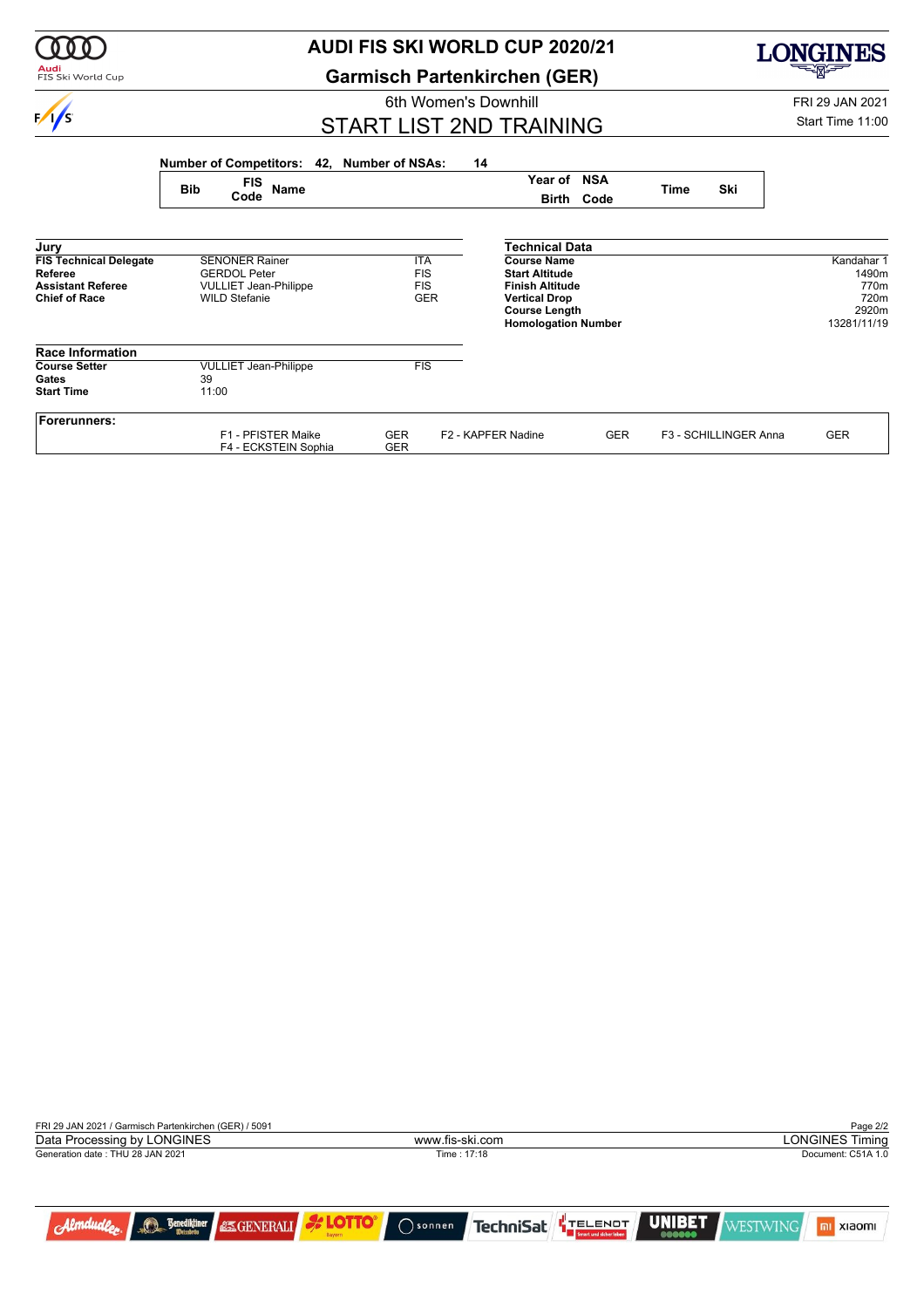# AUDI FIS SKI WORLD CUP 2020/21

## Garmisch Partenkirchen (GER)

6th Women's Downhill

## START LIST 2ND TRAINING

FRI 29 JAN 2021

Start Time 11:00

**Number of Competitors:** 42, **Number of NSAs:** 14

| Bib | FIS Code | Name | Year of Birth | NSA Code | Time | Ski |
|---|---|---|---|---|---|---|

### Jury

| | | |
|---|---|---|
| **FIS Technical Delegate** | SENONER Rainer | ITA |
| **Referee** | GERDOL Peter | FIS |
| **Assistant Referee** | VULLIET Jean-Philippe | FIS |
| **Chief of Race** | WILD Stefanie | GER |

### Technical Data

| | |
|---|---|
| **Course Name** | Kandahar 1 |
| **Start Altitude** | 1490m |
| **Finish Altitude** | 770m |
| **Vertical Drop** | 720m |
| **Course Length** | 2920m |
| **Homologation Number** | 13281/11/19 |

### Race Information

| | | |
|---|---|---|
| **Course Setter** | VULLIET Jean-Philippe | FIS |
| **Gates** | 39 | |
| **Start Time** | 11:00 | |

### Forerunners:

| | | | | | |
|---|---|---|---|---|---|
| F1 - PFISTER Maike | GER | F2 - KAPFER Nadine | GER | F3 - SCHILLINGER Anna | GER |
| F4 - ECKSTEIN Sophia | GER | | | | |

FRI 29 JAN 2021 / Garmisch Partenkirchen (GER) / 5091

Data Processing by LONGINES — www.fis-ski.com — LONGINES Timing

Generation date : THU 28 JAN 2021 — Time : 17:18 — Document: C51A 1.0